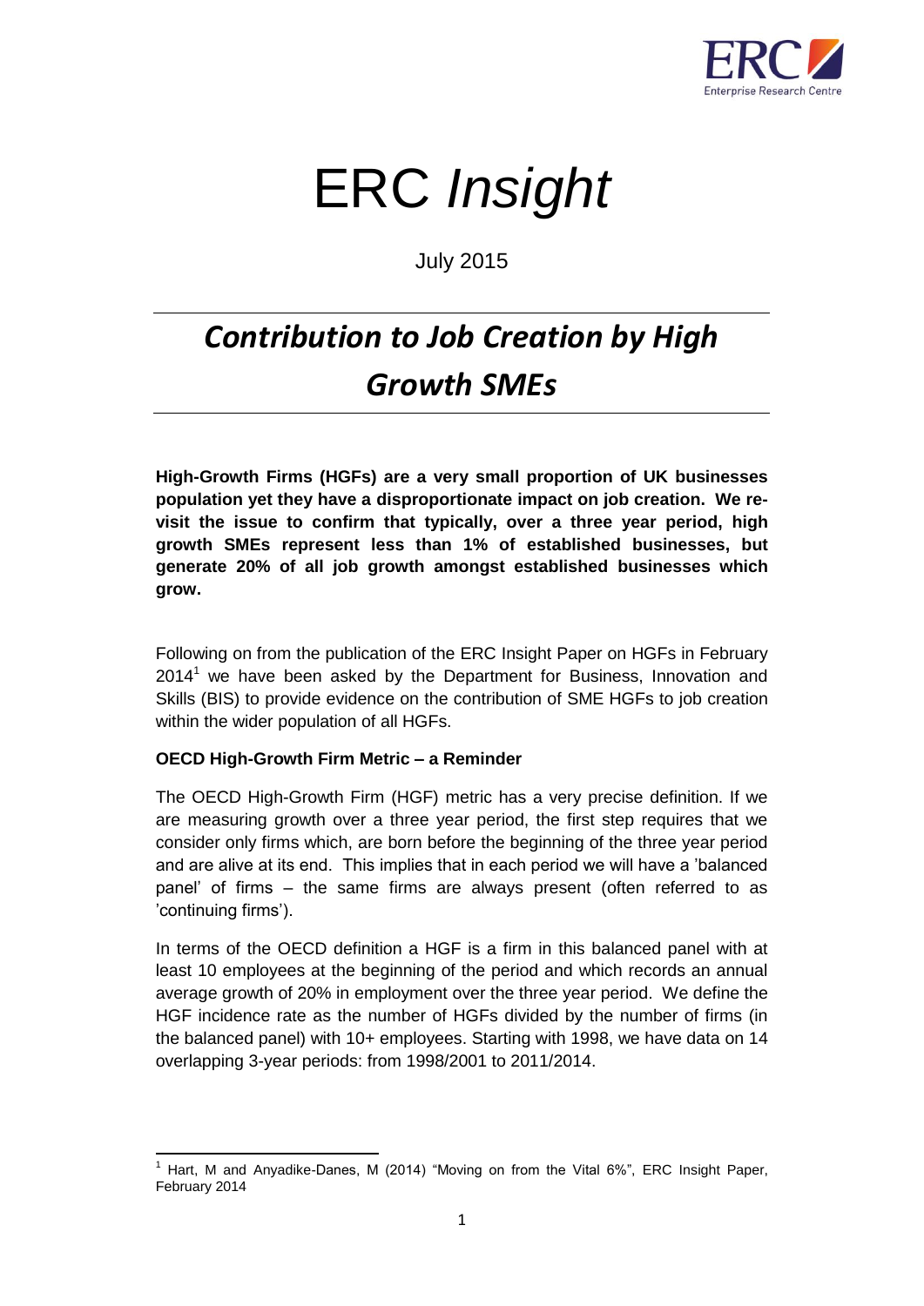ERC *Insight*

July 2015

# *Contribution to Job Creation by High Growth SMEs*

**High-Growth Firms (HGFs) are a very small proportion of UK businesses population yet they have a disproportionate impact on job creation. We re-visit the issue to confirm that typically, over a three year period, high growth SMEs represent less than 1% of established businesses, but generate 20% of all job growth amongst established businesses which grow.**

Following on from the publication of the ERC Insight Paper on HGFs in February 2014[1] we have been asked by the Department for Business, Innovation and Skills (BIS) to provide evidence on the contribution of SME HGFs to job creation within the wider population of all HGFs.

**OECD High-Growth Firm Metric – a Reminder**

The OECD High-Growth Firm (HGF) metric has a very precise definition. If we are measuring growth over a three year period, the first step requires that we consider only firms which, are born before the beginning of the three year period and are alive at its end. This implies that in each period we will have a 'balanced panel' of firms – the same firms are always present (often referred to as 'continuing firms').

In terms of the OECD definition a HGF is a firm in this balanced panel with at least 10 employees at the beginning of the period and which records an annual average growth of 20% in employment over the three year period. We define the HGF incidence rate as the number of HGFs divided by the number of firms (in the balanced panel) with 10+ employees. Starting with 1998, we have data on 14 overlapping 3-year periods: from 1998/2001 to 2011/2014.

[1] Hart, M and Anyadike-Danes, M (2014) "Moving on from the Vital 6%", ERC Insight Paper, February 2014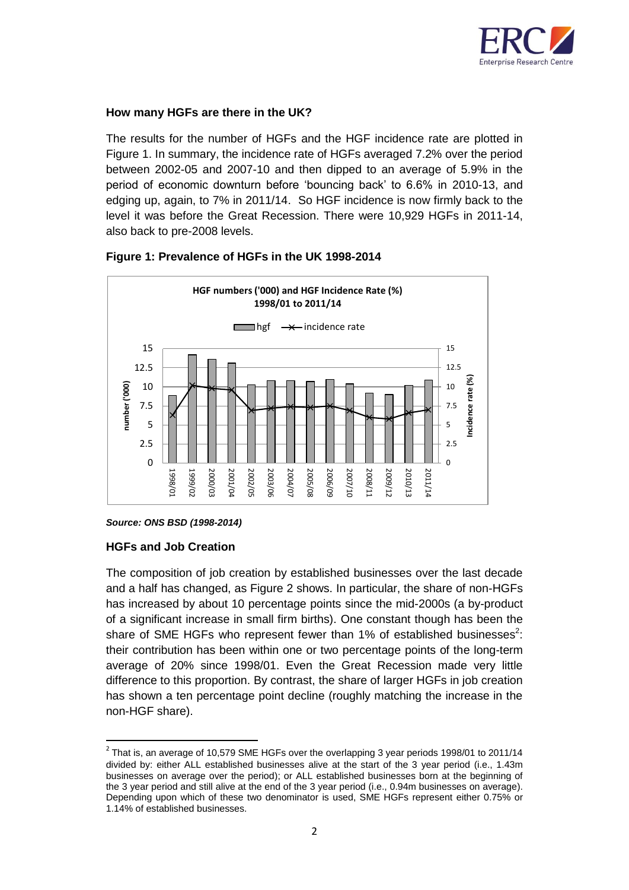### How many HGFs are there in the UK?

The results for the number of HGFs and the HGF incidence rate are plotted in Figure 1. In summary, the incidence rate of HGFs averaged 7.2% over the period between 2002-05 and 2007-10 and then dipped to an average of 5.9% in the period of economic downturn before 'bouncing back' to 6.6% in 2010-13, and edging up, again, to 7% in 2011/14. So HGF incidence is now firmly back to the level it was before the Great Recession. There were 10,929 HGFs in 2011-14, also back to pre-2008 levels.

**Figure 1: Prevalence of HGFs in the UK 1998-2014**

***Source: ONS BSD (1998-2014)***

### HGFs and Job Creation

The composition of job creation by established businesses over the last decade and a half has changed, as Figure 2 shows. In particular, the share of non-HGFs has increased by about 10 percentage points since the mid-2000s (a by-product of a significant increase in small firm births). One constant though has been the share of SME HGFs who represent fewer than 1% of established businesses[2]: their contribution has been within one or two percentage points of the long-term average of 20% since 1998/01. Even the Great Recession made very little difference to this proportion. By contrast, the share of larger HGFs in job creation has shown a ten percentage point decline (roughly matching the increase in the non-HGF share).

[2] That is, an average of 10,579 SME HGFs over the overlapping 3 year periods 1998/01 to 2011/14 divided by: either ALL established businesses alive at the start of the 3 year period (i.e., 1.43m businesses on average over the period); or ALL established businesses born at the beginning of the 3 year period and still alive at the end of the 3 year period (i.e., 0.94m businesses on average). Depending upon which of these two denominator is used, SME HGFs represent either 0.75% or 1.14% of established businesses.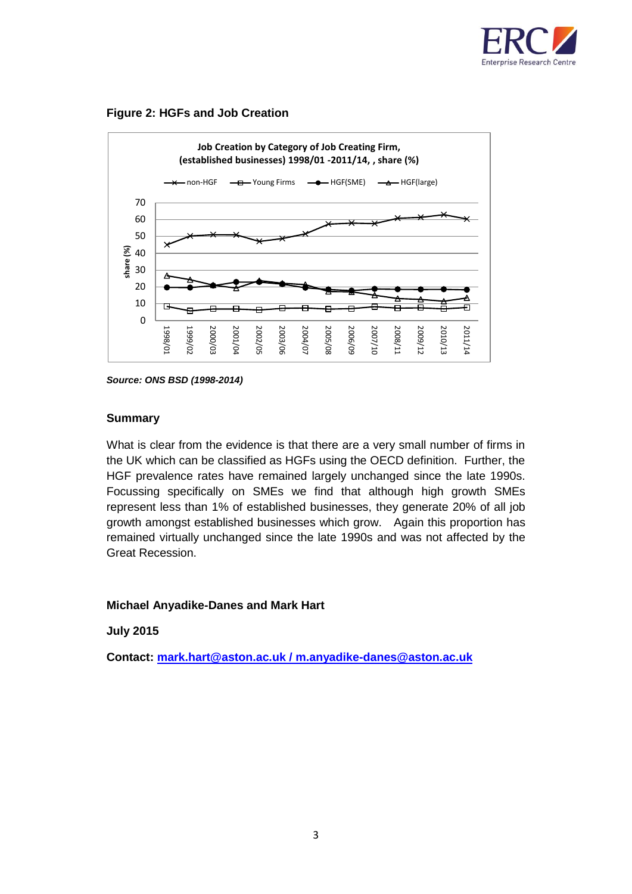**Figure 2: HGFs and Job Creation**

*Source: ONS BSD (1998-2014)*

**Summary**

What is clear from the evidence is that there are a very small number of firms in the UK which can be classified as HGFs using the OECD definition. Further, the HGF prevalence rates have remained largely unchanged since the late 1990s. Focussing specifically on SMEs we find that although high growth SMEs represent less than 1% of established businesses, they generate 20% of all job growth amongst established businesses which grow. Again this proportion has remained virtually unchanged since the late 1990s and was not affected by the Great Recession.

**Michael Anyadike-Danes and Mark Hart**

**July 2015**

**Contact: [mark.hart@aston.ac.uk / m.anyadike-danes@aston.ac.uk](mailto:mark.hart@aston.ac.uk)**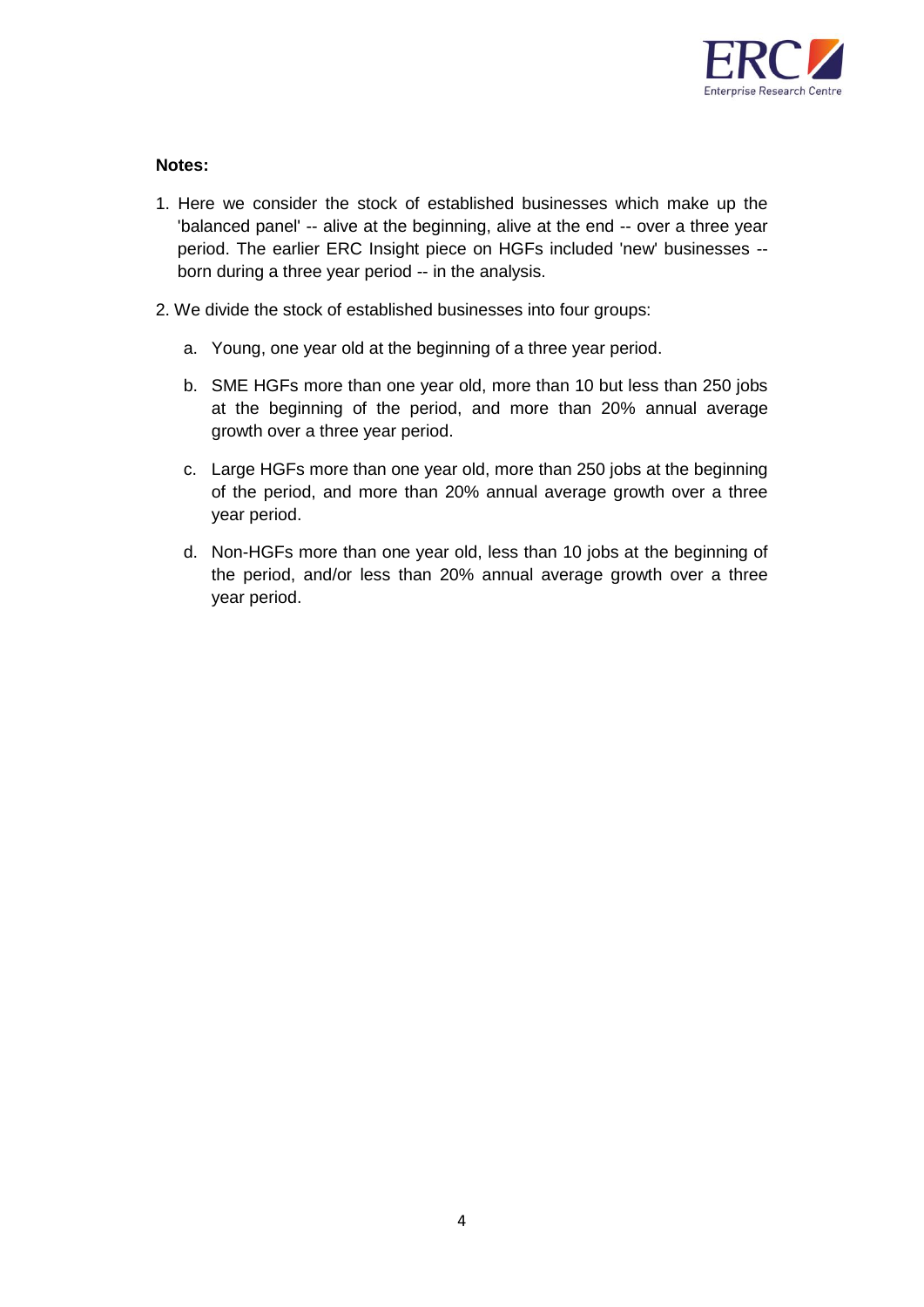**Notes:**

1. Here we consider the stock of established businesses which make up the 'balanced panel' -- alive at the beginning, alive at the end -- over a three year period. The earlier ERC Insight piece on HGFs included 'new' businesses -- born during a three year period -- in the analysis.

2. We divide the stock of established businesses into four groups:

   a. Young, one year old at the beginning of a three year period.

   b. SME HGFs more than one year old, more than 10 but less than 250 jobs at the beginning of the period, and more than 20% annual average growth over a three year period.

   c. Large HGFs more than one year old, more than 250 jobs at the beginning of the period, and more than 20% annual average growth over a three year period.

   d. Non-HGFs more than one year old, less than 10 jobs at the beginning of the period, and/or less than 20% annual average growth over a three year period.